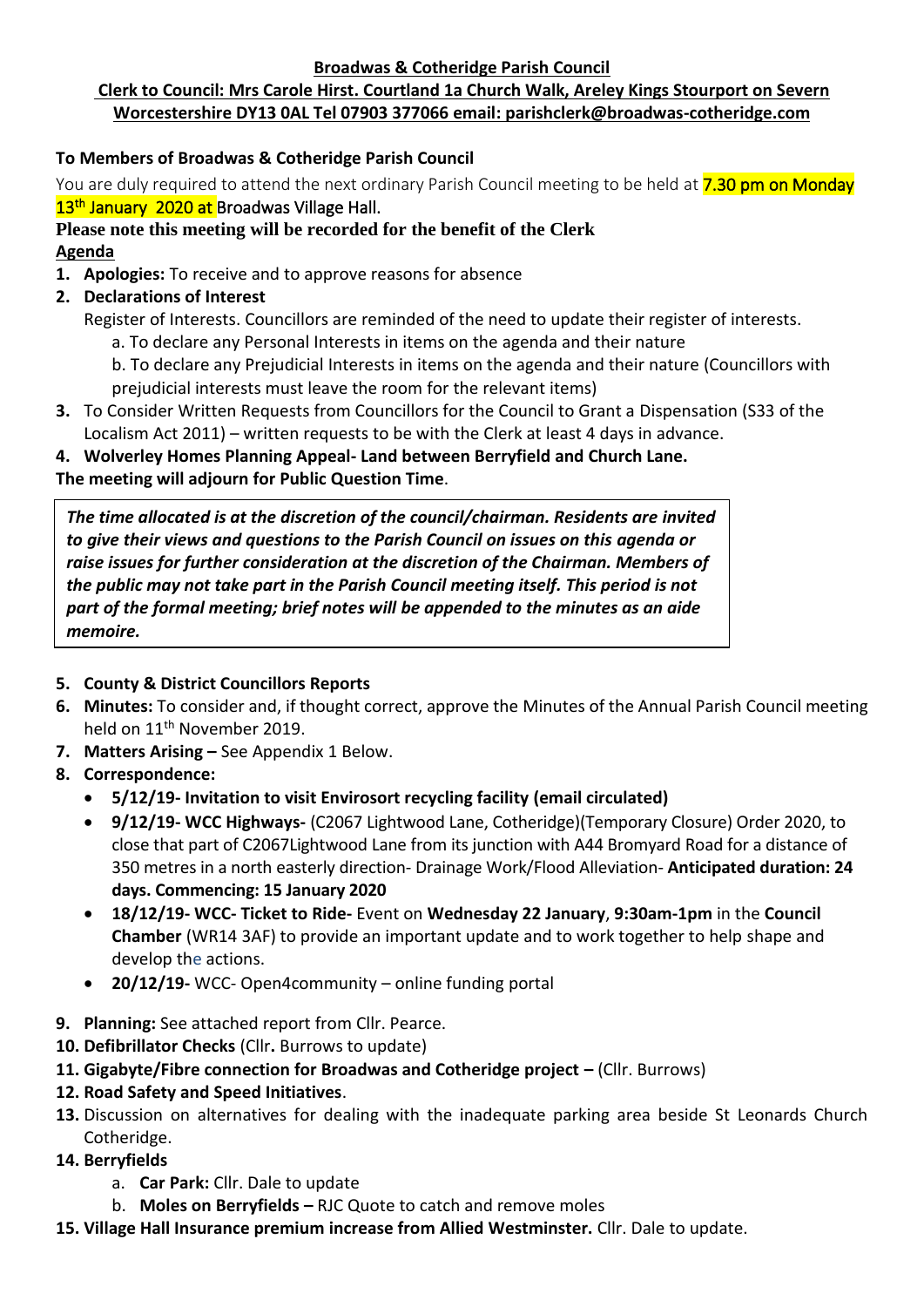**Broadwas & Cotheridge Parish Council**

**Clerk to Council: Mrs Carole Hirst. Courtland 1a Church Walk, Areley Kings Stourport on Severn Worcestershire DY13 0AL Tel 07903 377066 email: parishclerk@broadwas-cotheridge.com**

**To Members of Broadwas & Cotheridge Parish Council**

You are duly required to attend the next ordinary Parish Council meeting to be held at 7.30 pm on Monday 13th January 2020 at Broadwas Village Hall.

**Please note this meeting will be recorded for the benefit of the Clerk**

**Agenda**

1. **Apologies:** To receive and to approve reasons for absence
2. **Declarations of Interest**
   Register of Interests. Councillors are reminded of the need to update their register of interests.
   a. To declare any Personal Interests in items on the agenda and their nature
   b. To declare any Prejudicial Interests in items on the agenda and their nature (Councillors with prejudicial interests must leave the room for the relevant items)
3. To Consider Written Requests from Councillors for the Council to Grant a Dispensation (S33 of the Localism Act 2011) – written requests to be with the Clerk at least 4 days in advance.
4. **Wolverley Homes Planning Appeal- Land between Berryfield and Church Lane.**

**The meeting will adjourn for Public Question Time**.

***The time allocated is at the discretion of the council/chairman. Residents are invited to give their views and questions to the Parish Council on issues on this agenda or raise issues for further consideration at the discretion of the Chairman. Members of the public may not take part in the Parish Council meeting itself. This period is not part of the formal meeting; brief notes will be appended to the minutes as an aide memoire.***

5. **County & District Councillors Reports**
6. **Minutes:** To consider and, if thought correct, approve the Minutes of the Annual Parish Council meeting held on 11th November 2019.
7. **Matters Arising –** See Appendix 1 Below.
8. **Correspondence:**
   - **5/12/19- Invitation to visit Envirosort recycling facility (email circulated)**
   - **9/12/19- WCC Highways-** (C2067 Lightwood Lane, Cotheridge)(Temporary Closure) Order 2020, to close that part of C2067Lightwood Lane from its junction with A44 Bromyard Road for a distance of 350 metres in a north easterly direction- Drainage Work/Flood Alleviation- **Anticipated duration: 24 days. Commencing: 15 January 2020**
   - **18/12/19- WCC- Ticket to Ride-** Event on **Wednesday 22 January**, **9:30am-1pm** in the **Council Chamber** (WR14 3AF) to provide an important update and to work together to help shape and develop the actions.
   - **20/12/19-** WCC- Open4community – online funding portal
9. **Planning:** See attached report from Cllr. Pearce.
10. **Defibrillator Checks** (Cllr**.** Burrows to update)
11. **Gigabyte/Fibre connection for Broadwas and Cotheridge project –** (Cllr. Burrows)
12. **Road Safety and Speed Initiatives**.
13. Discussion on alternatives for dealing with the inadequate parking area beside St Leonards Church Cotheridge.
14. **Berryfields**
    a. **Car Park:** Cllr. Dale to update
    b. **Moles on Berryfields –** RJC Quote to catch and remove moles
15. **Village Hall Insurance premium increase from Allied Westminster.** Cllr. Dale to update.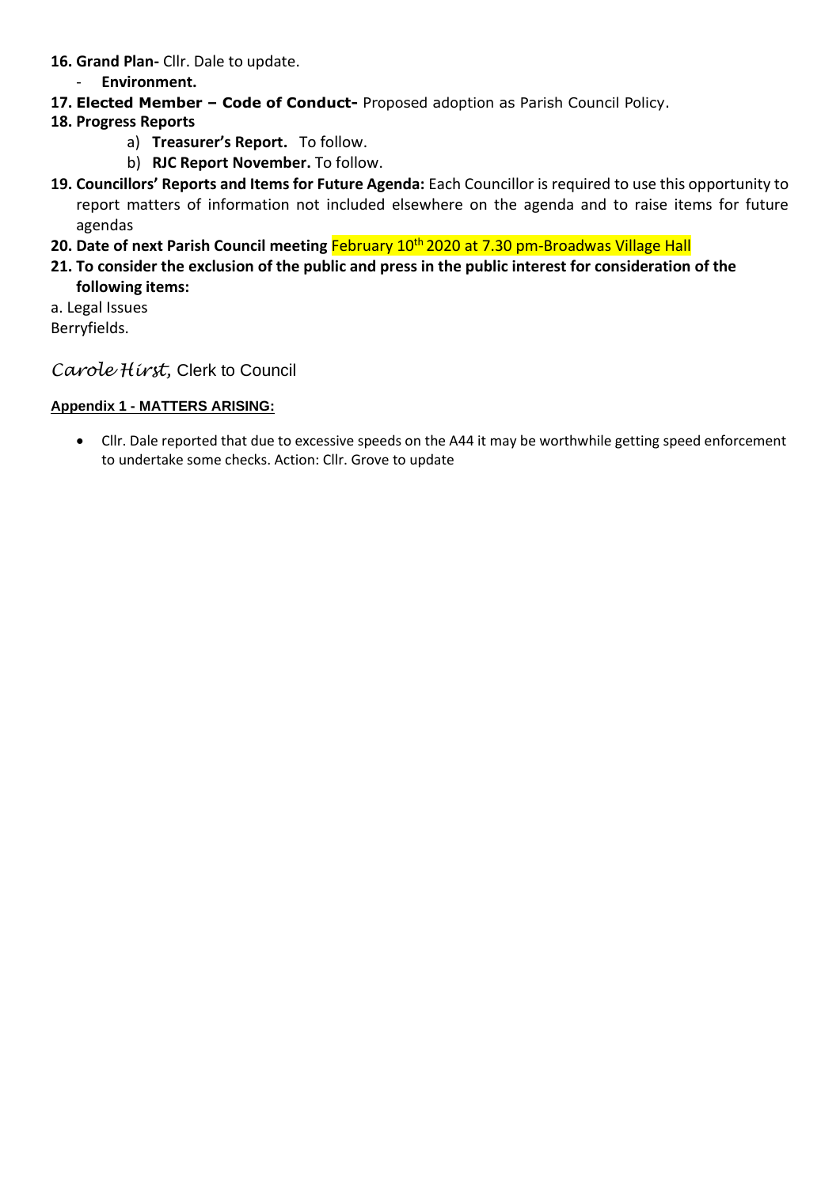**16. Grand Plan-** Cllr. Dale to update.

- **Environment.**

**17. Elected Member – Code of Conduct-** Proposed adoption as Parish Council Policy.

**18. Progress Reports**

a) **Treasurer's Report.** To follow.

b) **RJC Report November.** To follow.

**19. Councillors' Reports and Items for Future Agenda:** Each Councillor is required to use this opportunity to report matters of information not included elsewhere on the agenda and to raise items for future agendas

**20. Date of next Parish Council meeting** February 10th 2020 at 7.30 pm-Broadwas Village Hall

**21. To consider the exclusion of the public and press in the public interest for consideration of the following items:**

a. Legal Issues

Berryfields.

*Carole Hirst,* Clerk to Council

**Appendix 1 - MATTERS ARISING:**

- Cllr. Dale reported that due to excessive speeds on the A44 it may be worthwhile getting speed enforcement to undertake some checks. Action: Cllr. Grove to update